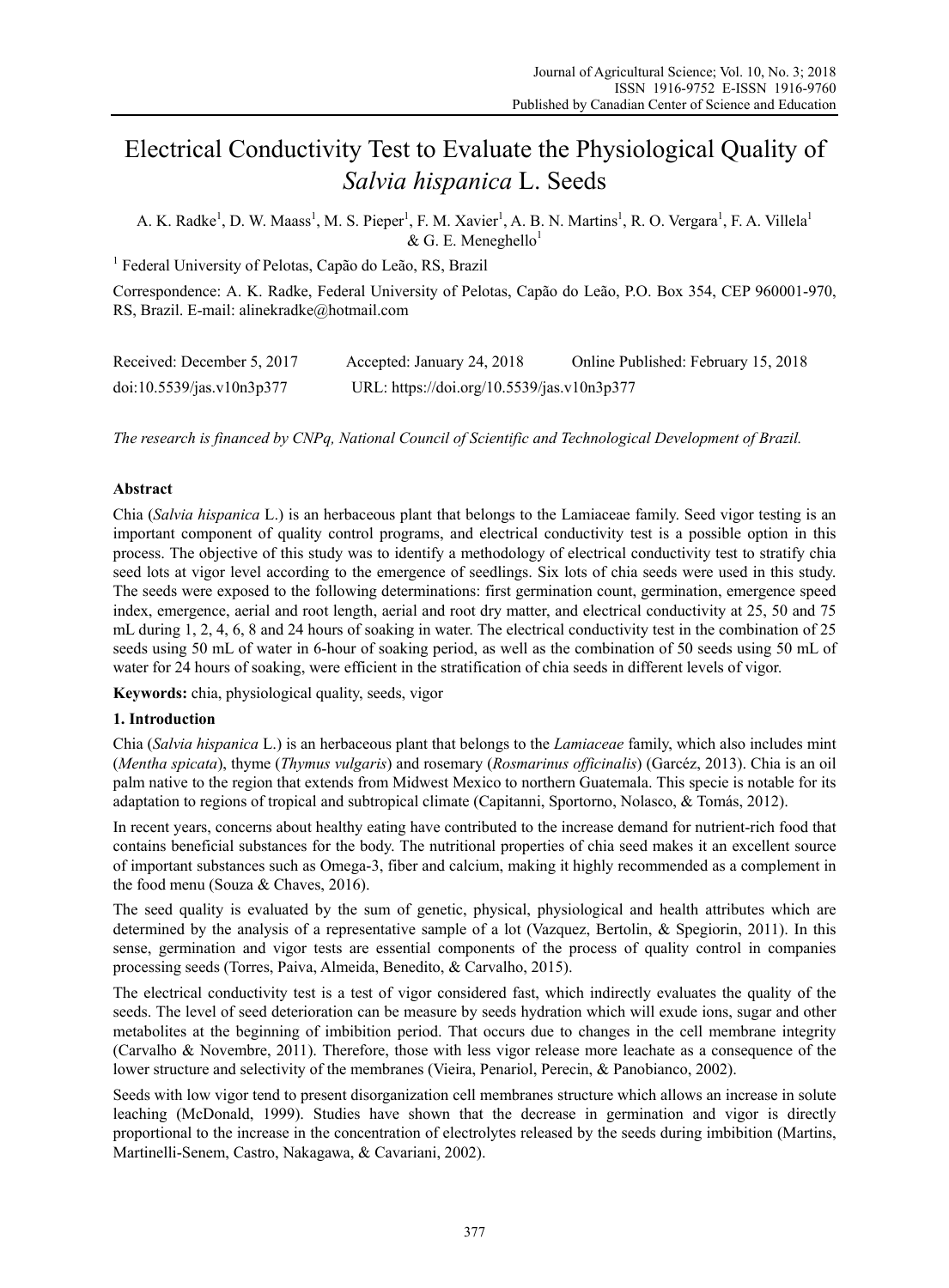# Electrical Conductivity Test to Evaluate the Physiological Quality of *Salvia hispanica* L. Seeds

A. K. Radke[1], D. W. Maass[1], M. S. Pieper[1], F. M. Xavier[1], A. B. N. Martins[1], R. O. Vergara[1], F. A. Villela[1] & G. E. Meneghello[1]

[1] Federal University of Pelotas, Capão do Leão, RS, Brazil

Correspondence: A. K. Radke, Federal University of Pelotas, Capão do Leão, P.O. Box 354, CEP 960001-970, RS, Brazil. E-mail: alinekradke@hotmail.com

Received: December 5, 2017 Accepted: January 24, 2018 Online Published: February 15, 2018

doi:10.5539/jas.v10n3p377 URL: https://doi.org/10.5539/jas.v10n3p377

*The research is financed by CNPq, National Council of Scientific and Technological Development of Brazil.*

## Abstract

Chia (*Salvia hispanica* L.) is an herbaceous plant that belongs to the Lamiaceae family. Seed vigor testing is an important component of quality control programs, and electrical conductivity test is a possible option in this process. The objective of this study was to identify a methodology of electrical conductivity test to stratify chia seed lots at vigor level according to the emergence of seedlings. Six lots of chia seeds were used in this study. The seeds were exposed to the following determinations: first germination count, germination, emergence speed index, emergence, aerial and root length, aerial and root dry matter, and electrical conductivity at 25, 50 and 75 mL during 1, 2, 4, 6, 8 and 24 hours of soaking in water. The electrical conductivity test in the combination of 25 seeds using 50 mL of water in 6-hour of soaking period, as well as the combination of 50 seeds using 50 mL of water for 24 hours of soaking, were efficient in the stratification of chia seeds in different levels of vigor.

**Keywords:** chia, physiological quality, seeds, vigor

## 1. Introduction

Chia (*Salvia hispanica* L.) is an herbaceous plant that belongs to the *Lamiaceae* family, which also includes mint (*Mentha spicata*), thyme (*Thymus vulgaris*) and rosemary (*Rosmarinus officinalis*) (Garcéz, 2013). Chia is an oil palm native to the region that extends from Midwest Mexico to northern Guatemala. This specie is notable for its adaptation to regions of tropical and subtropical climate (Capitanni, Sportorno, Nolasco, & Tomás, 2012).

In recent years, concerns about healthy eating have contributed to the increase demand for nutrient-rich food that contains beneficial substances for the body. The nutritional properties of chia seed makes it an excellent source of important substances such as Omega-3, fiber and calcium, making it highly recommended as a complement in the food menu (Souza & Chaves, 2016).

The seed quality is evaluated by the sum of genetic, physical, physiological and health attributes which are determined by the analysis of a representative sample of a lot (Vazquez, Bertolin, & Spegiorin, 2011). In this sense, germination and vigor tests are essential components of the process of quality control in companies processing seeds (Torres, Paiva, Almeida, Benedito, & Carvalho, 2015).

The electrical conductivity test is a test of vigor considered fast, which indirectly evaluates the quality of the seeds. The level of seed deterioration can be measure by seeds hydration which will exude ions, sugar and other metabolites at the beginning of imbibition period. That occurs due to changes in the cell membrane integrity (Carvalho & Novembre, 2011). Therefore, those with less vigor release more leachate as a consequence of the lower structure and selectivity of the membranes (Vieira, Penariol, Perecin, & Panobianco, 2002).

Seeds with low vigor tend to present disorganization cell membranes structure which allows an increase in solute leaching (McDonald, 1999). Studies have shown that the decrease in germination and vigor is directly proportional to the increase in the concentration of electrolytes released by the seeds during imbibition (Martins, Martinelli-Senem, Castro, Nakagawa, & Cavariani, 2002).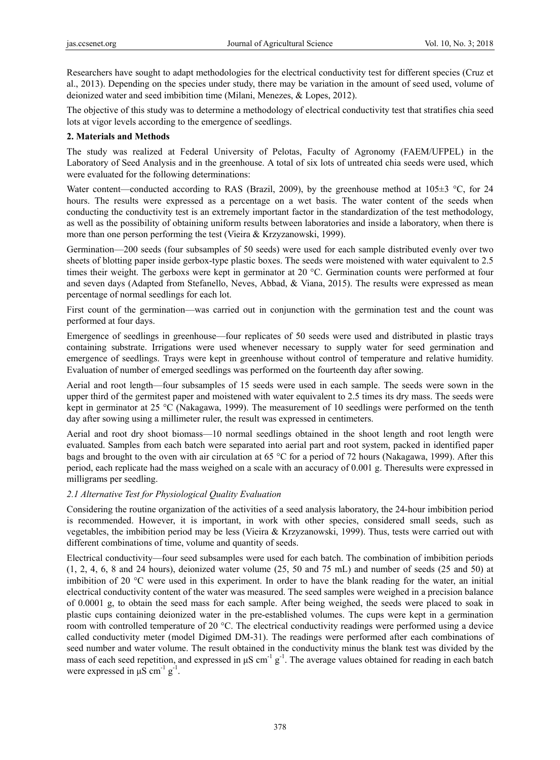Researchers have sought to adapt methodologies for the electrical conductivity test for different species (Cruz et al., 2013). Depending on the species under study, there may be variation in the amount of seed used, volume of deionized water and seed imbibition time (Milani, Menezes, & Lopes, 2012).

The objective of this study was to determine a methodology of electrical conductivity test that stratifies chia seed lots at vigor levels according to the emergence of seedlings.

## 2. Materials and Methods

The study was realized at Federal University of Pelotas, Faculty of Agronomy (FAEM/UFPEL) in the Laboratory of Seed Analysis and in the greenhouse. A total of six lots of untreated chia seeds were used, which were evaluated for the following determinations:

Water content—conducted according to RAS (Brazil, 2009), by the greenhouse method at 105±3 °C, for 24 hours. The results were expressed as a percentage on a wet basis. The water content of the seeds when conducting the conductivity test is an extremely important factor in the standardization of the test methodology, as well as the possibility of obtaining uniform results between laboratories and inside a laboratory, when there is more than one person performing the test (Vieira & Krzyzanowski, 1999).

Germination—200 seeds (four subsamples of 50 seeds) were used for each sample distributed evenly over two sheets of blotting paper inside gerbox-type plastic boxes. The seeds were moistened with water equivalent to 2.5 times their weight. The gerboxs were kept in germinator at 20 °C. Germination counts were performed at four and seven days (Adapted from Stefanello, Neves, Abbad, & Viana, 2015). The results were expressed as mean percentage of normal seedlings for each lot.

First count of the germination—was carried out in conjunction with the germination test and the count was performed at four days.

Emergence of seedlings in greenhouse—four replicates of 50 seeds were used and distributed in plastic trays containing substrate. Irrigations were used whenever necessary to supply water for seed germination and emergence of seedlings. Trays were kept in greenhouse without control of temperature and relative humidity. Evaluation of number of emerged seedlings was performed on the fourteenth day after sowing.

Aerial and root length—four subsamples of 15 seeds were used in each sample. The seeds were sown in the upper third of the germitest paper and moistened with water equivalent to 2.5 times its dry mass. The seeds were kept in germinator at 25 °C (Nakagawa, 1999). The measurement of 10 seedlings were performed on the tenth day after sowing using a millimeter ruler, the result was expressed in centimeters.

Aerial and root dry shoot biomass—10 normal seedlings obtained in the shoot length and root length were evaluated. Samples from each batch were separated into aerial part and root system, packed in identified paper bags and brought to the oven with air circulation at 65 °C for a period of 72 hours (Nakagawa, 1999). After this period, each replicate had the mass weighed on a scale with an accuracy of 0.001 g. Theresults were expressed in milligrams per seedling.

### *2.1 Alternative Test for Physiological Quality Evaluation*

Considering the routine organization of the activities of a seed analysis laboratory, the 24-hour imbibition period is recommended. However, it is important, in work with other species, considered small seeds, such as vegetables, the imbibition period may be less (Vieira & Krzyzanowski, 1999). Thus, tests were carried out with different combinations of time, volume and quantity of seeds.

Electrical conductivity—four seed subsamples were used for each batch. The combination of imbibition periods (1, 2, 4, 6, 8 and 24 hours), deionized water volume (25, 50 and 75 mL) and number of seeds (25 and 50) at imbibition of 20 °C were used in this experiment. In order to have the blank reading for the water, an initial electrical conductivity content of the water was measured. The seed samples were weighed in a precision balance of 0.0001 g, to obtain the seed mass for each sample. After being weighed, the seeds were placed to soak in plastic cups containing deionized water in the pre-established volumes. The cups were kept in a germination room with controlled temperature of 20 °C. The electrical conductivity readings were performed using a device called conductivity meter (model Digimed DM-31). The readings were performed after each combinations of seed number and water volume. The result obtained in the conductivity minus the blank test was divided by the mass of each seed repetition, and expressed in μS $cm^{-1}$ $g^{-1}$. The average values obtained for reading in each batch were expressed in μS $cm^{-1}$ $g^{-1}$.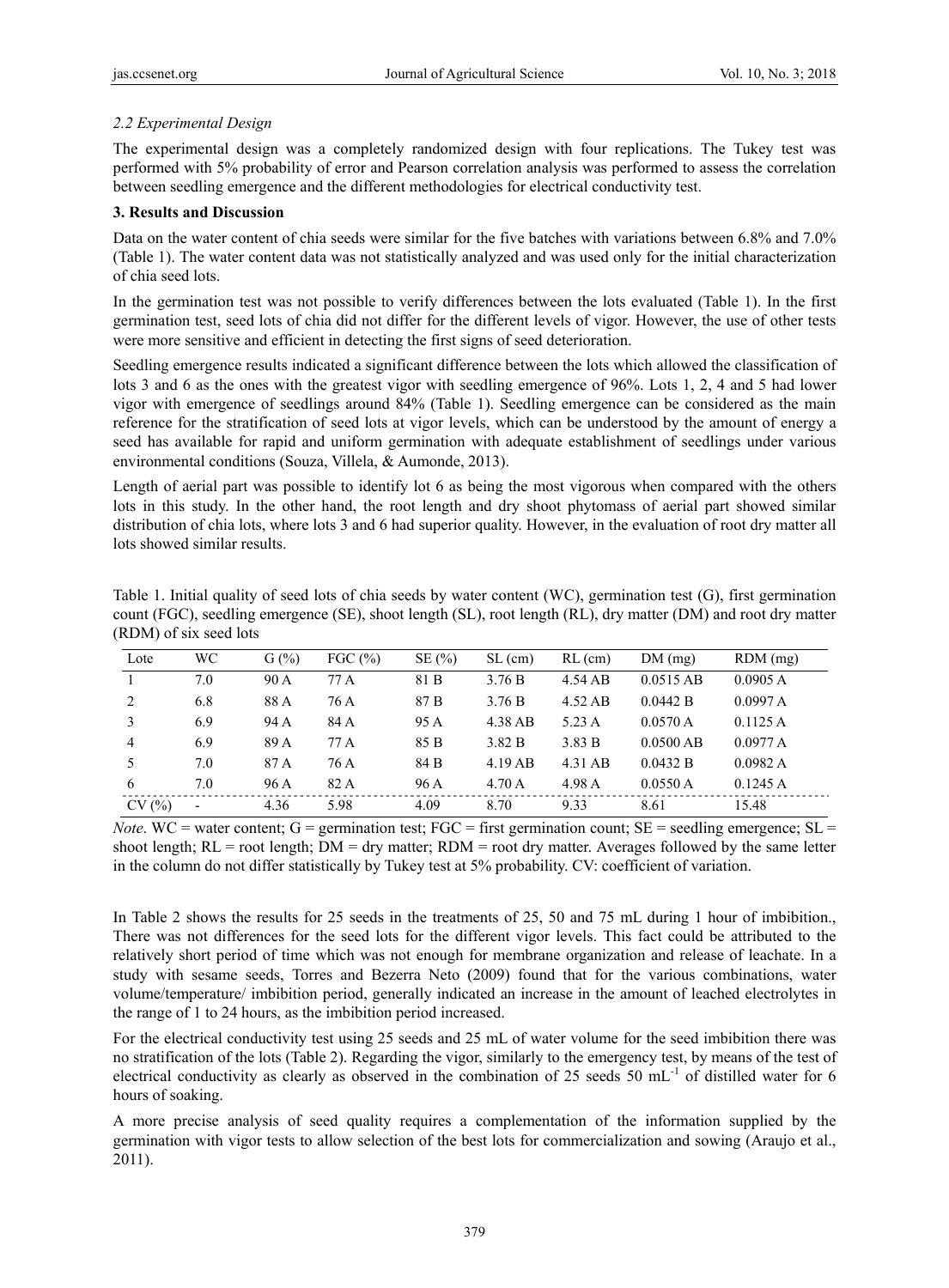### *2.2 Experimental Design*

The experimental design was a completely randomized design with four replications. The Tukey test was performed with 5% probability of error and Pearson correlation analysis was performed to assess the correlation between seedling emergence and the different methodologies for electrical conductivity test.

## 3. Results and Discussion

Data on the water content of chia seeds were similar for the five batches with variations between 6.8% and 7.0% (Table 1). The water content data was not statistically analyzed and was used only for the initial characterization of chia seed lots.

In the germination test was not possible to verify differences between the lots evaluated (Table 1). In the first germination test, seed lots of chia did not differ for the different levels of vigor. However, the use of other tests were more sensitive and efficient in detecting the first signs of seed deterioration.

Seedling emergence results indicated a significant difference between the lots which allowed the classification of lots 3 and 6 as the ones with the greatest vigor with seedling emergence of 96%. Lots 1, 2, 4 and 5 had lower vigor with emergence of seedlings around 84% (Table 1). Seedling emergence can be considered as the main reference for the stratification of seed lots at vigor levels, which can be understood by the amount of energy a seed has available for rapid and uniform germination with adequate establishment of seedlings under various environmental conditions (Souza, Villela, & Aumonde, 2013).

Length of aerial part was possible to identify lot 6 as being the most vigorous when compared with the others lots in this study. In the other hand, the root length and dry shoot phytomass of aerial part showed similar distribution of chia lots, where lots 3 and 6 had superior quality. However, in the evaluation of root dry matter all lots showed similar results.

Table 1. Initial quality of seed lots of chia seeds by water content (WC), germination test (G), first germination count (FGC), seedling emergence (SE), shoot length (SL), root length (RL), dry matter (DM) and root dry matter (RDM) of six seed lots

| Lote | WC | G (%) | FGC (%) | SE (%) | SL (cm) | RL (cm) | DM (mg) | RDM (mg) |
|---|---|---|---|---|---|---|---|---|
| 1 | 7.0 | 90 A | 77 A | 81 B | 3.76 B | 4.54 AB | 0.0515 AB | 0.0905 A |
| 2 | 6.8 | 88 A | 76 A | 87 B | 3.76 B | 4.52 AB | 0.0442 B | 0.0997 A |
| 3 | 6.9 | 94 A | 84 A | 95 A | 4.38 AB | 5.23 A | 0.0570 A | 0.1125 A |
| 4 | 6.9 | 89 A | 77 A | 85 B | 3.82 B | 3.83 B | 0.0500 AB | 0.0977 A |
| 5 | 7.0 | 87 A | 76 A | 84 B | 4.19 AB | 4.31 AB | 0.0432 B | 0.0982 A |
| 6 | 7.0 | 96 A | 82 A | 96 A | 4.70 A | 4.98 A | 0.0550 A | 0.1245 A |
| CV (%) | - | 4.36 | 5.98 | 4.09 | 8.70 | 9.33 | 8.61 | 15.48 |

*Note*. WC = water content; G = germination test; FGC = first germination count; SE = seedling emergence; SL = shoot length; RL = root length; DM = dry matter; RDM = root dry matter. Averages followed by the same letter in the column do not differ statistically by Tukey test at 5% probability. CV: coefficient of variation.

In Table 2 shows the results for 25 seeds in the treatments of 25, 50 and 75 mL during 1 hour of imbibition., There was not differences for the seed lots for the different vigor levels. This fact could be attributed to the relatively short period of time which was not enough for membrane organization and release of leachate. In a study with sesame seeds, Torres and Bezerra Neto (2009) found that for the various combinations, water volume/temperature/ imbibition period, generally indicated an increase in the amount of leached electrolytes in the range of 1 to 24 hours, as the imbibition period increased.

For the electrical conductivity test using 25 seeds and 25 mL of water volume for the seed imbibition there was no stratification of the lots (Table 2). Regarding the vigor, similarly to the emergency test, by means of the test of electrical conductivity as clearly as observed in the combination of 25 seeds 50 $mL^{-1}$ of distilled water for 6 hours of soaking.

A more precise analysis of seed quality requires a complementation of the information supplied by the germination with vigor tests to allow selection of the best lots for commercialization and sowing (Araujo et al., 2011).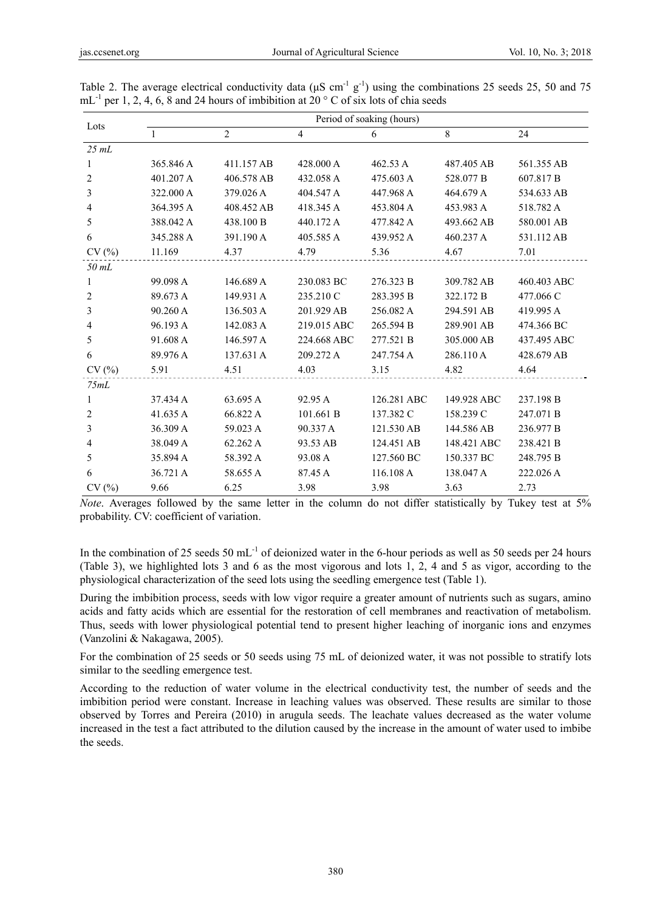Table 2. The average electrical conductivity data (μS $cm^{-1}$ $g^{-1}$) using the combinations 25 seeds 25, 50 and 75 $mL^{-1}$ per 1, 2, 4, 6, 8 and 24 hours of imbibition at 20 ° C of six lots of chia seeds

| Lots | Period of soaking (hours) | | | | | |
|---|---|---|---|---|---|---|
| | 1 | 2 | 4 | 6 | 8 | 24 |
| *25 mL* | | | | | | |
| 1 | 365.846 A | 411.157 AB | 428.000 A | 462.53 A | 487.405 AB | 561.355 AB |
| 2 | 401.207 A | 406.578 AB | 432.058 A | 475.603 A | 528.077 B | 607.817 B |
| 3 | 322.000 A | 379.026 A | 404.547 A | 447.968 A | 464.679 A | 534.633 AB |
| 4 | 364.395 A | 408.452 AB | 418.345 A | 453.804 A | 453.983 A | 518.782 A |
| 5 | 388.042 A | 438.100 B | 440.172 A | 477.842 A | 493.662 AB | 580.001 AB |
| 6 | 345.288 A | 391.190 A | 405.585 A | 439.952 A | 460.237 A | 531.112 AB |
| CV (%) | 11.169 | 4.37 | 4.79 | 5.36 | 4.67 | 7.01 |
| *50 mL* | | | | | | |
| 1 | 99.098 A | 146.689 A | 230.083 BC | 276.323 B | 309.782 AB | 460.403 ABC |
| 2 | 89.673 A | 149.931 A | 235.210 C | 283.395 B | 322.172 B | 477.066 C |
| 3 | 90.260 A | 136.503 A | 201.929 AB | 256.082 A | 294.591 AB | 419.995 A |
| 4 | 96.193 A | 142.083 A | 219.015 ABC | 265.594 B | 289.901 AB | 474.366 BC |
| 5 | 91.608 A | 146.597 A | 224.668 ABC | 277.521 B | 305.000 AB | 437.495 ABC |
| 6 | 89.976 A | 137.631 A | 209.272 A | 247.754 A | 286.110 A | 428.679 AB |
| CV (%) | 5.91 | 4.51 | 4.03 | 3.15 | 4.82 | 4.64 |
| *75mL* | | | | | | |
| 1 | 37.434 A | 63.695 A | 92.95 A | 126.281 ABC | 149.928 ABC | 237.198 B |
| 2 | 41.635 A | 66.822 A | 101.661 B | 137.382 C | 158.239 C | 247.071 B |
| 3 | 36.309 A | 59.023 A | 90.337 A | 121.530 AB | 144.586 AB | 236.977 B |
| 4 | 38.049 A | 62.262 A | 93.53 AB | 124.451 AB | 148.421 ABC | 238.421 B |
| 5 | 35.894 A | 58.392 A | 93.08 A | 127.560 BC | 150.337 BC | 248.795 B |
| 6 | 36.721 A | 58.655 A | 87.45 A | 116.108 A | 138.047 A | 222.026 A |
| CV (%) | 9.66 | 6.25 | 3.98 | 3.98 | 3.63 | 2.73 |

*Note*. Averages followed by the same letter in the column do not differ statistically by Tukey test at 5% probability. CV: coefficient of variation.

In the combination of 25 seeds 50 $mL^{-1}$ of deionized water in the 6-hour periods as well as 50 seeds per 24 hours (Table 3), we highlighted lots 3 and 6 as the most vigorous and lots 1, 2, 4 and 5 as vigor, according to the physiological characterization of the seed lots using the seedling emergence test (Table 1).

During the imbibition process, seeds with low vigor require a greater amount of nutrients such as sugars, amino acids and fatty acids which are essential for the restoration of cell membranes and reactivation of metabolism. Thus, seeds with lower physiological potential tend to present higher leaching of inorganic ions and enzymes (Vanzolini & Nakagawa, 2005).

For the combination of 25 seeds or 50 seeds using 75 mL of deionized water, it was not possible to stratify lots similar to the seedling emergence test.

According to the reduction of water volume in the electrical conductivity test, the number of seeds and the imbibition period were constant. Increase in leaching values was observed. These results are similar to those observed by Torres and Pereira (2010) in arugula seeds. The leachate values decreased as the water volume increased in the test a fact attributed to the dilution caused by the increase in the amount of water used to imbibe the seeds.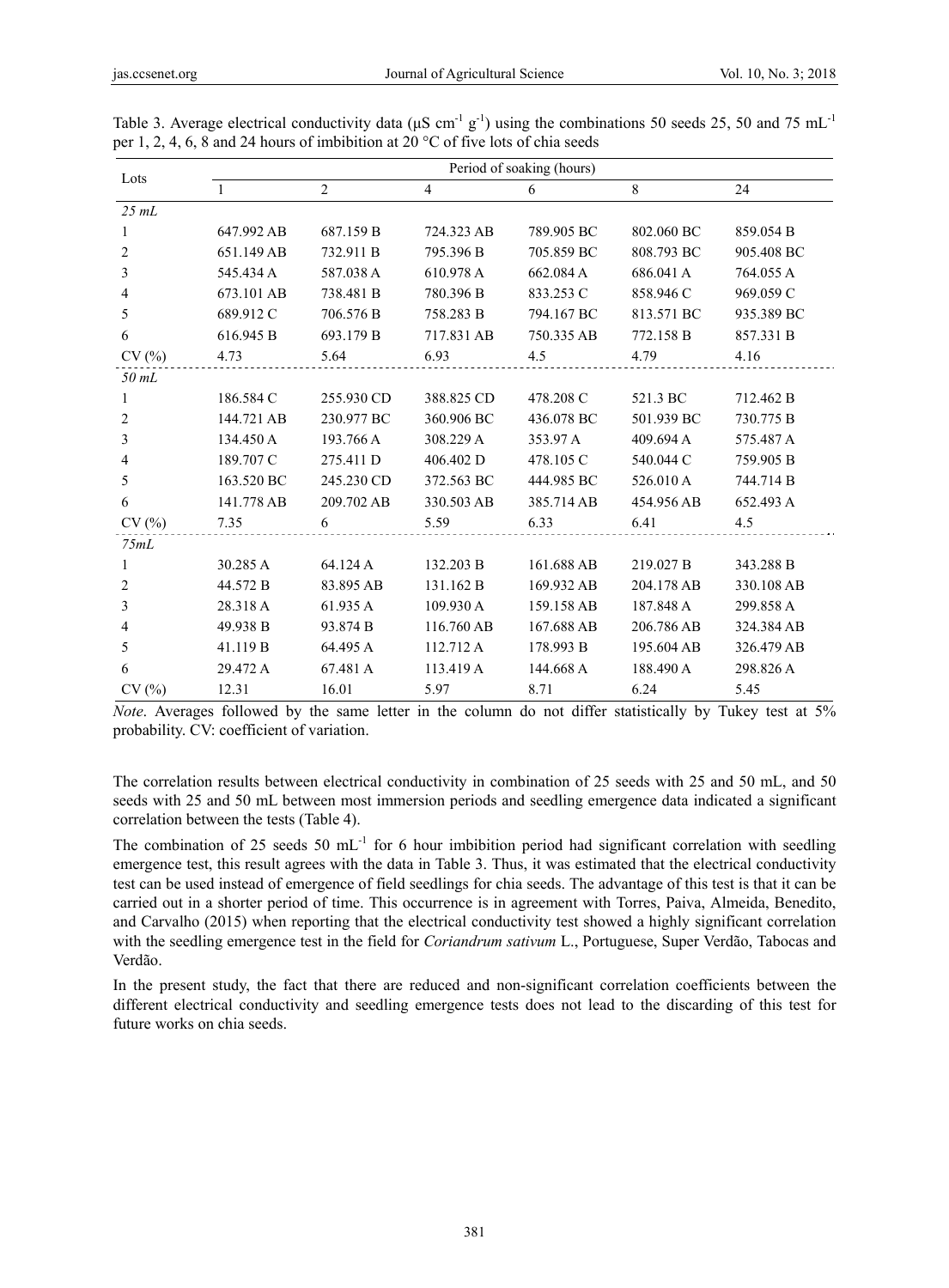Table 3. Average electrical conductivity data (μS $cm^{-1}$ $g^{-1}$) using the combinations 50 seeds 25, 50 and 75 $mL^{-1}$ per 1, 2, 4, 6, 8 and 24 hours of imbibition at 20 °C of five lots of chia seeds

| Lots | Period of soaking (hours) | | | | | |
|---|---|---|---|---|---|---|
| | 1 | 2 | 4 | 6 | 8 | 24 |
| *25 mL* | | | | | | |
| 1 | 647.992 AB | 687.159 B | 724.323 AB | 789.905 BC | 802.060 BC | 859.054 B |
| 2 | 651.149 AB | 732.911 B | 795.396 B | 705.859 BC | 808.793 BC | 905.408 BC |
| 3 | 545.434 A | 587.038 A | 610.978 A | 662.084 A | 686.041 A | 764.055 A |
| 4 | 673.101 AB | 738.481 B | 780.396 B | 833.253 C | 858.946 C | 969.059 C |
| 5 | 689.912 C | 706.576 B | 758.283 B | 794.167 BC | 813.571 BC | 935.389 BC |
| 6 | 616.945 B | 693.179 B | 717.831 AB | 750.335 AB | 772.158 B | 857.331 B |
| CV (%) | 4.73 | 5.64 | 6.93 | 4.5 | 4.79 | 4.16 |
| *50 mL* | | | | | | |
| 1 | 186.584 C | 255.930 CD | 388.825 CD | 478.208 C | 521.3 BC | 712.462 B |
| 2 | 144.721 AB | 230.977 BC | 360.906 BC | 436.078 BC | 501.939 BC | 730.775 B |
| 3 | 134.450 A | 193.766 A | 308.229 A | 353.97 A | 409.694 A | 575.487 A |
| 4 | 189.707 C | 275.411 D | 406.402 D | 478.105 C | 540.044 C | 759.905 B |
| 5 | 163.520 BC | 245.230 CD | 372.563 BC | 444.985 BC | 526.010 A | 744.714 B |
| 6 | 141.778 AB | 209.702 AB | 330.503 AB | 385.714 AB | 454.956 AB | 652.493 A |
| CV (%) | 7.35 | 6 | 5.59 | 6.33 | 6.41 | 4.5 |
| *75mL* | | | | | | |
| 1 | 30.285 A | 64.124 A | 132.203 B | 161.688 AB | 219.027 B | 343.288 B |
| 2 | 44.572 B | 83.895 AB | 131.162 B | 169.932 AB | 204.178 AB | 330.108 AB |
| 3 | 28.318 A | 61.935 A | 109.930 A | 159.158 AB | 187.848 A | 299.858 A |
| 4 | 49.938 B | 93.874 B | 116.760 AB | 167.688 AB | 206.786 AB | 324.384 AB |
| 5 | 41.119 B | 64.495 A | 112.712 A | 178.993 B | 195.604 AB | 326.479 AB |
| 6 | 29.472 A | 67.481 A | 113.419 A | 144.668 A | 188.490 A | 298.826 A |
| CV (%) | 12.31 | 16.01 | 5.97 | 8.71 | 6.24 | 5.45 |

*Note*. Averages followed by the same letter in the column do not differ statistically by Tukey test at 5% probability. CV: coefficient of variation.

The correlation results between electrical conductivity in combination of 25 seeds with 25 and 50 mL, and 50 seeds with 25 and 50 mL between most immersion periods and seedling emergence data indicated a significant correlation between the tests (Table 4).

The combination of 25 seeds 50 $mL^{-1}$ for 6 hour imbibition period had significant correlation with seedling emergence test, this result agrees with the data in Table 3. Thus, it was estimated that the electrical conductivity test can be used instead of emergence of field seedlings for chia seeds. The advantage of this test is that it can be carried out in a shorter period of time. This occurrence is in agreement with Torres, Paiva, Almeida, Benedito, and Carvalho (2015) when reporting that the electrical conductivity test showed a highly significant correlation with the seedling emergence test in the field for *Coriandrum sativum* L., Portuguese, Super Verdão, Tabocas and Verdão.

In the present study, the fact that there are reduced and non-significant correlation coefficients between the different electrical conductivity and seedling emergence tests does not lead to the discarding of this test for future works on chia seeds.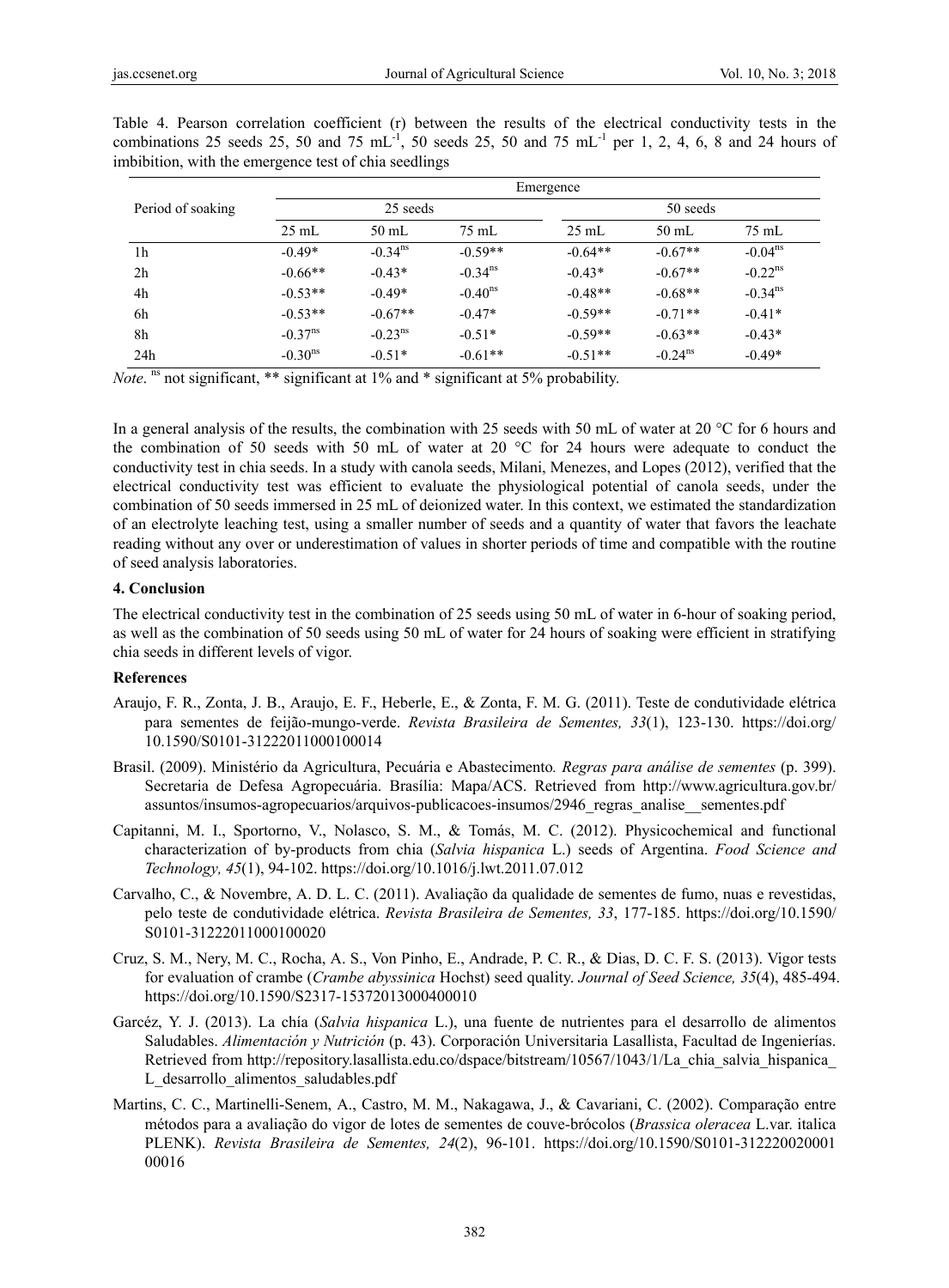Table 4. Pearson correlation coefficient (r) between the results of the electrical conductivity tests in the combinations 25 seeds 25, 50 and 75 mL$^{-1}$, 50 seeds 25, 50 and 75 mL$^{-1}$ per 1, 2, 4, 6, 8 and 24 hours of imbibition, with the emergence test of chia seedlings

| Period of soaking | Emergence | | | | | |
|---|---|---|---|---|---|---|
| | 25 seeds | | | 50 seeds | | |
| | 25 mL | 50 mL | 75 mL | 25 mL | 50 mL | 75 mL |
| 1h | -0.49* | -0.34$^{ns}$ | -0.59** | -0.64** | -0.67** | -0.04$^{ns}$ |
| 2h | -0.66** | -0.43* | -0.34$^{ns}$ | -0.43* | -0.67** | -0.22$^{ns}$ |
| 4h | -0.53** | -0.49* | -0.40$^{ns}$ | -0.48** | -0.68** | -0.34$^{ns}$ |
| 6h | -0.53** | -0.67** | -0.47* | -0.59** | -0.71** | -0.41* |
| 8h | -0.37$^{ns}$ | -0.23$^{ns}$ | -0.51* | -0.59** | -0.63** | -0.43* |
| 24h | -0.30$^{ns}$ | -0.51* | -0.61** | -0.51** | -0.24$^{ns}$ | -0.49* |

*Note*. $^{ns}$ not significant, ** significant at 1% and * significant at 5% probability.

In a general analysis of the results, the combination with 25 seeds with 50 mL of water at 20 °C for 6 hours and the combination of 50 seeds with 50 mL of water at 20 °C for 24 hours were adequate to conduct the conductivity test in chia seeds. In a study with canola seeds, Milani, Menezes, and Lopes (2012), verified that the electrical conductivity test was efficient to evaluate the physiological potential of canola seeds, under the combination of 50 seeds immersed in 25 mL of deionized water. In this context, we estimated the standardization of an electrolyte leaching test, using a smaller number of seeds and a quantity of water that favors the leachate reading without any over or underestimation of values in shorter periods of time and compatible with the routine of seed analysis laboratories.

## 4. Conclusion

The electrical conductivity test in the combination of 25 seeds using 50 mL of water in 6-hour of soaking period, as well as the combination of 50 seeds using 50 mL of water for 24 hours of soaking were efficient in stratifying chia seeds in different levels of vigor.

## References

Araujo, F. R., Zonta, J. B., Araujo, E. F., Heberle, E., & Zonta, F. M. G. (2011). Teste de condutividade elétrica para sementes de feijão-mungo-verde. *Revista Brasileira de Sementes, 33*(1), 123-130. https://doi.org/10.1590/S0101-31222011000100014

Brasil. (2009). Ministério da Agricultura, Pecuária e Abastecimento*. Regras para análise de sementes* (p. 399). Secretaria de Defesa Agropecuária. Brasília: Mapa/ACS. Retrieved from http://www.agricultura.gov.br/assuntos/insumos-agropecuarios/arquivos-publicacoes-insumos/2946_regras_analise__sementes.pdf

Capitanni, M. I., Sportorno, V., Nolasco, S. M., & Tomás, M. C. (2012). Physicochemical and functional characterization of by-products from chia (*Salvia hispanica* L.) seeds of Argentina. *Food Science and Technology, 45*(1), 94-102. https://doi.org/10.1016/j.lwt.2011.07.012

Carvalho, C., & Novembre, A. D. L. C. (2011). Avaliação da qualidade de sementes de fumo, nuas e revestidas, pelo teste de condutividade elétrica. *Revista Brasileira de Sementes, 33*, 177-185. https://doi.org/10.1590/S0101-31222011000100020

Cruz, S. M., Nery, M. C., Rocha, A. S., Von Pinho, E., Andrade, P. C. R., & Dias, D. C. F. S. (2013). Vigor tests for evaluation of crambe (*Crambe abyssinica* Hochst) seed quality. *Journal of Seed Science, 35*(4), 485-494. https://doi.org/10.1590/S2317-15372013000400010

Garcéz, Y. J. (2013). La chía (*Salvia hispanica* L.), una fuente de nutrientes para el desarrollo de alimentos Saludables. *Alimentación y Nutrición* (p. 43). Corporación Universitaria Lasallista, Facultad de Ingenierías. Retrieved from http://repository.lasallista.edu.co/dspace/bitstream/10567/1043/1/La_chia_salvia_hispanica_L_desarrollo_alimentos_saludables.pdf

Martins, C. C., Martinelli-Senem, A., Castro, M. M., Nakagawa, J., & Cavariani, C. (2002). Comparação entre métodos para a avaliação do vigor de lotes de sementes de couve-brócolos (*Brassica oleracea* L.var. italica PLENK). *Revista Brasileira de Sementes, 24*(2), 96-101. https://doi.org/10.1590/S0101-31222002000100016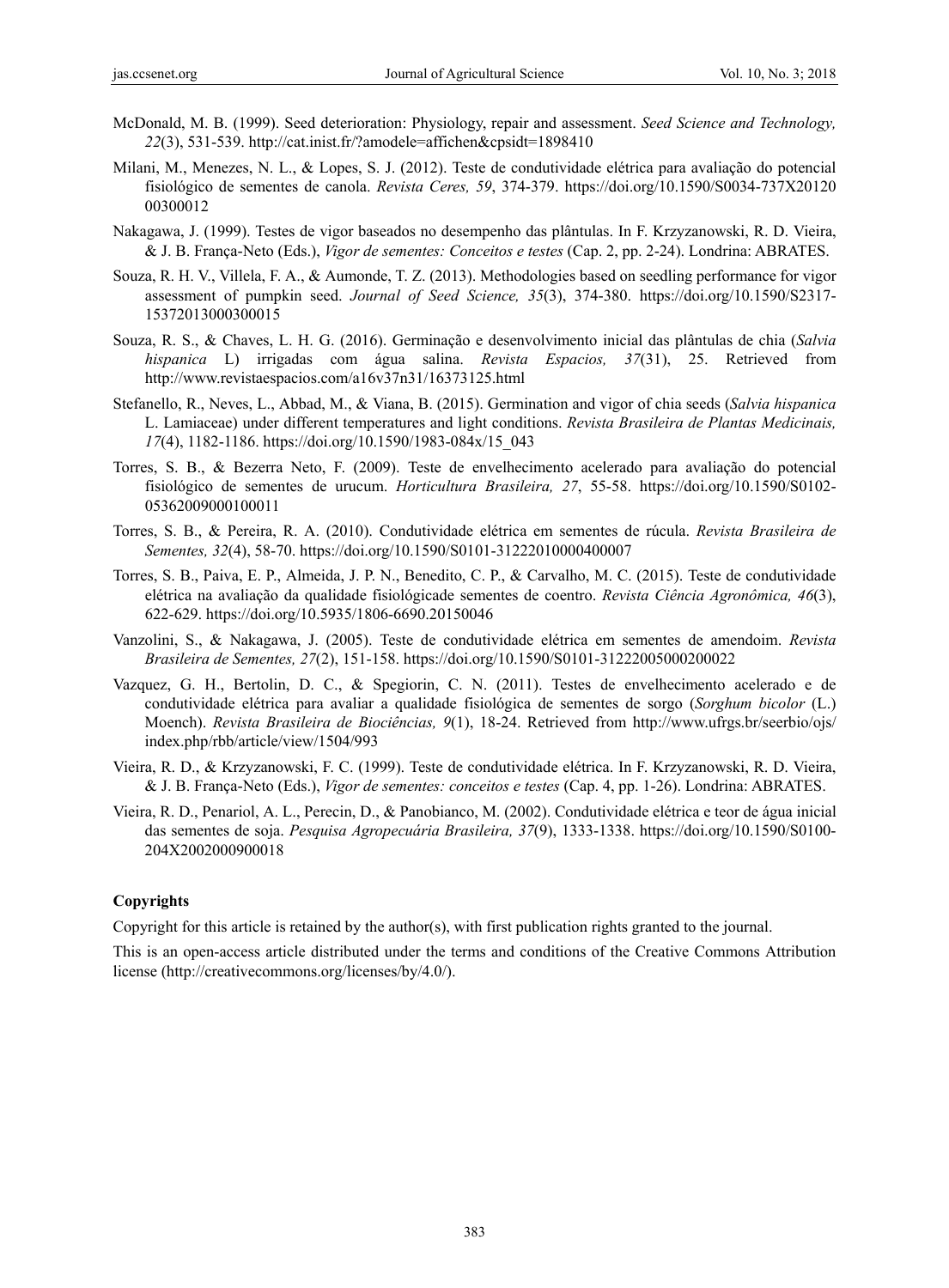McDonald, M. B. (1999). Seed deterioration: Physiology, repair and assessment. *Seed Science and Technology, 22*(3), 531-539. http://cat.inist.fr/?amodele=affichen&cpsidt=1898410

Milani, M., Menezes, N. L., & Lopes, S. J. (2012). Teste de condutividade elétrica para avaliação do potencial fisiológico de sementes de canola. *Revista Ceres, 59*, 374-379. https://doi.org/10.1590/S0034-737X2012000300012

Nakagawa, J. (1999). Testes de vigor baseados no desempenho das plântulas. In F. Krzyzanowski, R. D. Vieira, & J. B. França-Neto (Eds.), *Vigor de sementes: Conceitos e testes* (Cap. 2, pp. 2-24). Londrina: ABRATES.

Souza, R. H. V., Villela, F. A., & Aumonde, T. Z. (2013). Methodologies based on seedling performance for vigor assessment of pumpkin seed. *Journal of Seed Science, 35*(3), 374-380. https://doi.org/10.1590/S2317-15372013000300015

Souza, R. S., & Chaves, L. H. G. (2016). Germinação e desenvolvimento inicial das plântulas de chia (*Salvia hispanica* L) irrigadas com água salina. *Revista Espacios, 37*(31), 25. Retrieved from http://www.revistaespacios.com/a16v37n31/16373125.html

Stefanello, R., Neves, L., Abbad, M., & Viana, B. (2015). Germination and vigor of chia seeds (*Salvia hispanica* L. Lamiaceae) under different temperatures and light conditions. *Revista Brasileira de Plantas Medicinais, 17*(4), 1182-1186. https://doi.org/10.1590/1983-084x/15_043

Torres, S. B., & Bezerra Neto, F. (2009). Teste de envelhecimento acelerado para avaliação do potencial fisiológico de sementes de urucum. *Horticultura Brasileira, 27*, 55-58. https://doi.org/10.1590/S0102-05362009000100011

Torres, S. B., & Pereira, R. A. (2010). Condutividade elétrica em sementes de rúcula. *Revista Brasileira de Sementes, 32*(4), 58-70. https://doi.org/10.1590/S0101-31222010000400007

Torres, S. B., Paiva, E. P., Almeida, J. P. N., Benedito, C. P., & Carvalho, M. C. (2015). Teste de condutividade elétrica na avaliação da qualidade fisiológicade sementes de coentro. *Revista Ciência Agronômica, 46*(3), 622-629. https://doi.org/10.5935/1806-6690.20150046

Vanzolini, S., & Nakagawa, J. (2005). Teste de condutividade elétrica em sementes de amendoim. *Revista Brasileira de Sementes, 27*(2), 151-158. https://doi.org/10.1590/S0101-31222005000200022

Vazquez, G. H., Bertolin, D. C., & Spegiorin, C. N. (2011). Testes de envelhecimento acelerado e de condutividade elétrica para avaliar a qualidade fisiológica de sementes de sorgo (*Sorghum bicolor* (L.) Moench). *Revista Brasileira de Biociências, 9*(1), 18-24. Retrieved from http://www.ufrgs.br/seerbio/ojs/index.php/rbb/article/view/1504/993

Vieira, R. D., & Krzyzanowski, F. C. (1999). Teste de condutividade elétrica. In F. Krzyzanowski, R. D. Vieira, & J. B. França-Neto (Eds.), *Vigor de sementes: conceitos e testes* (Cap. 4, pp. 1-26). Londrina: ABRATES.

Vieira, R. D., Penariol, A. L., Perecin, D., & Panobianco, M. (2002). Condutividade elétrica e teor de água inicial das sementes de soja. *Pesquisa Agropecuária Brasileira, 37*(9), 1333-1338. https://doi.org/10.1590/S0100-204X2002000900018

## Copyrights

Copyright for this article is retained by the author(s), with first publication rights granted to the journal.

This is an open-access article distributed under the terms and conditions of the Creative Commons Attribution license (http://creativecommons.org/licenses/by/4.0/).